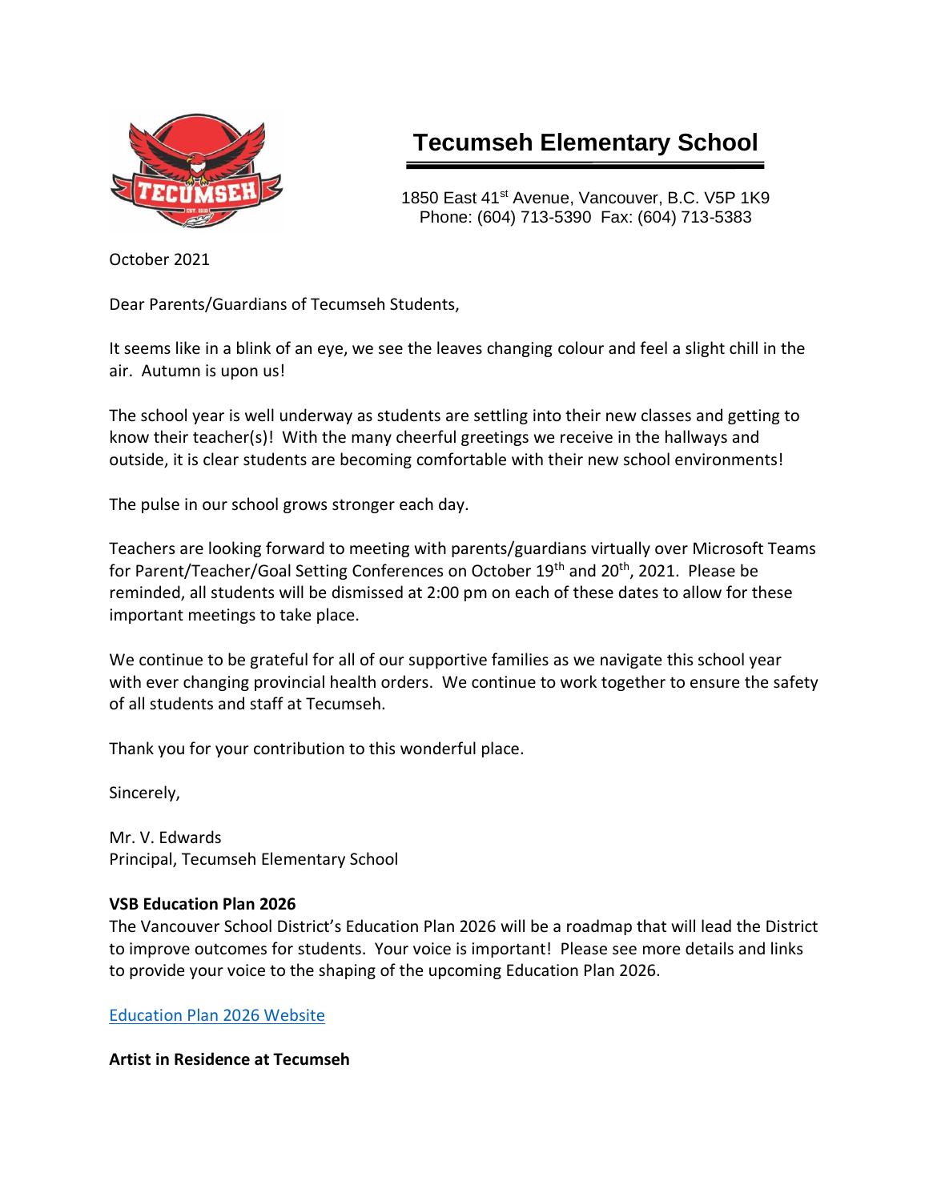# Tecumseh Elementary School

1850 East 41st Avenue, Vancouver, B.C. V5P 1K9
Phone: (604) 713-5390 Fax: (604) 713-5383

October 2021

Dear Parents/Guardians of Tecumseh Students,

It seems like in a blink of an eye, we see the leaves changing colour and feel a slight chill in the air. Autumn is upon us!

The school year is well underway as students are settling into their new classes and getting to know their teacher(s)! With the many cheerful greetings we receive in the hallways and outside, it is clear students are becoming comfortable with their new school environments!

The pulse in our school grows stronger each day.

Teachers are looking forward to meeting with parents/guardians virtually over Microsoft Teams for Parent/Teacher/Goal Setting Conferences on October 19th and 20th, 2021. Please be reminded, all students will be dismissed at 2:00 pm on each of these dates to allow for these important meetings to take place.

We continue to be grateful for all of our supportive families as we navigate this school year with ever changing provincial health orders. We continue to work together to ensure the safety of all students and staff at Tecumseh.

Thank you for your contribution to this wonderful place.

Sincerely,

Mr. V. Edwards
Principal, Tecumseh Elementary School

**VSB Education Plan 2026**

The Vancouver School District's Education Plan 2026 will be a roadmap that will lead the District to improve outcomes for students. Your voice is important! Please see more details and links to provide your voice to the shaping of the upcoming Education Plan 2026.

Education Plan 2026 Website

**Artist in Residence at Tecumseh**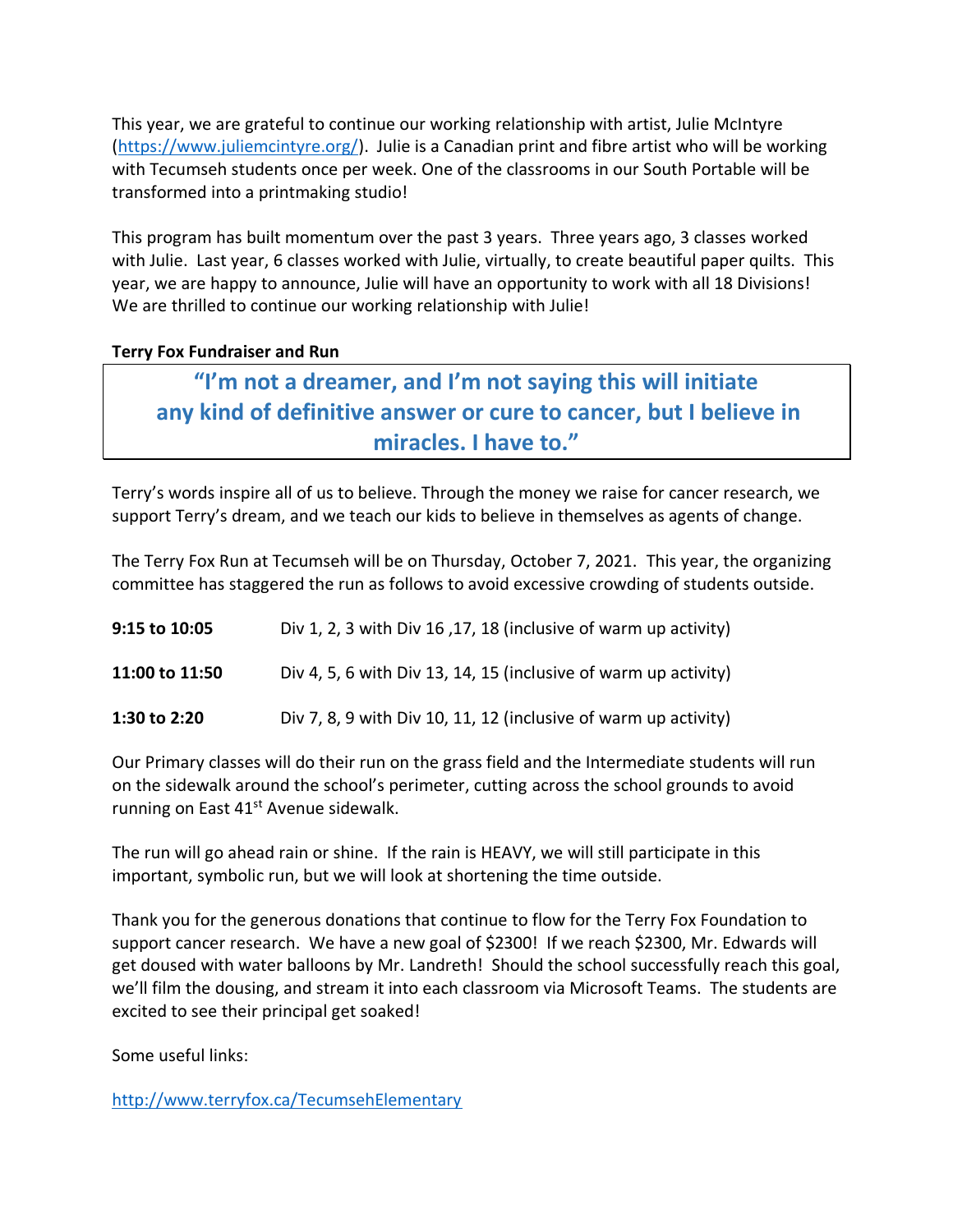This year, we are grateful to continue our working relationship with artist, Julie McIntyre (https://www.juliemcintyre.org/). Julie is a Canadian print and fibre artist who will be working with Tecumseh students once per week. One of the classrooms in our South Portable will be transformed into a printmaking studio!

This program has built momentum over the past 3 years. Three years ago, 3 classes worked with Julie. Last year, 6 classes worked with Julie, virtually, to create beautiful paper quilts. This year, we are happy to announce, Julie will have an opportunity to work with all 18 Divisions! We are thrilled to continue our working relationship with Julie!

**Terry Fox Fundraiser and Run**

> **"I'm not a dreamer, and I'm not saying this will initiate any kind of definitive answer or cure to cancer, but I believe in miracles. I have to."**

Terry's words inspire all of us to believe. Through the money we raise for cancer research, we support Terry's dream, and we teach our kids to believe in themselves as agents of change.

The Terry Fox Run at Tecumseh will be on Thursday, October 7, 2021. This year, the organizing committee has staggered the run as follows to avoid excessive crowding of students outside.

| | |
|---|---|
| **9:15 to 10:05** | Div 1, 2, 3 with Div 16 ,17, 18 (inclusive of warm up activity) |
| **11:00 to 11:50** | Div 4, 5, 6 with Div 13, 14, 15 (inclusive of warm up activity) |
| **1:30 to 2:20** | Div 7, 8, 9 with Div 10, 11, 12 (inclusive of warm up activity) |

Our Primary classes will do their run on the grass field and the Intermediate students will run on the sidewalk around the school's perimeter, cutting across the school grounds to avoid running on East 41st Avenue sidewalk.

The run will go ahead rain or shine. If the rain is HEAVY, we will still participate in this important, symbolic run, but we will look at shortening the time outside.

Thank you for the generous donations that continue to flow for the Terry Fox Foundation to support cancer research. We have a new goal of $2300! If we reach $2300, Mr. Edwards will get doused with water balloons by Mr. Landreth! Should the school successfully reach this goal, we'll film the dousing, and stream it into each classroom via Microsoft Teams. The students are excited to see their principal get soaked!

Some useful links:

http://www.terryfox.ca/TecumsehElementary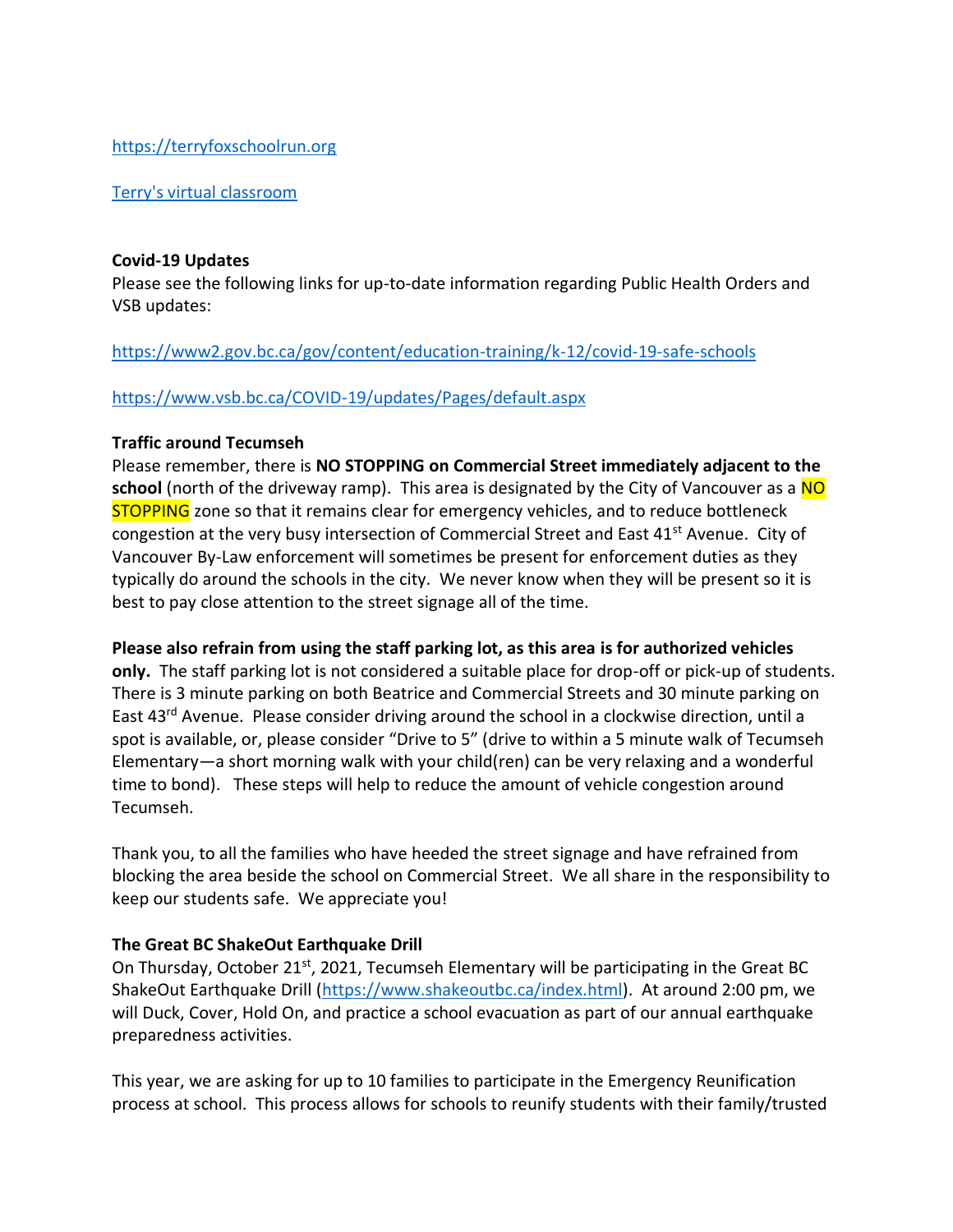https://terryfoxschoolrun.org

Terry's virtual classroom

**Covid-19 Updates**
Please see the following links for up-to-date information regarding Public Health Orders and VSB updates:

https://www2.gov.bc.ca/gov/content/education-training/k-12/covid-19-safe-schools

https://www.vsb.bc.ca/COVID-19/updates/Pages/default.aspx

**Traffic around Tecumseh**
Please remember, there is **NO STOPPING on Commercial Street immediately adjacent to the school** (north of the driveway ramp). This area is designated by the City of Vancouver as a NO STOPPING zone so that it remains clear for emergency vehicles, and to reduce bottleneck congestion at the very busy intersection of Commercial Street and East 41st Avenue. City of Vancouver By-Law enforcement will sometimes be present for enforcement duties as they typically do around the schools in the city. We never know when they will be present so it is best to pay close attention to the street signage all of the time.

**Please also refrain from using the staff parking lot, as this area is for authorized vehicles only.** The staff parking lot is not considered a suitable place for drop-off or pick-up of students. There is 3 minute parking on both Beatrice and Commercial Streets and 30 minute parking on East 43rd Avenue. Please consider driving around the school in a clockwise direction, until a spot is available, or, please consider "Drive to 5" (drive to within a 5 minute walk of Tecumseh Elementary—a short morning walk with your child(ren) can be very relaxing and a wonderful time to bond). These steps will help to reduce the amount of vehicle congestion around Tecumseh.

Thank you, to all the families who have heeded the street signage and have refrained from blocking the area beside the school on Commercial Street. We all share in the responsibility to keep our students safe. We appreciate you!

**The Great BC ShakeOut Earthquake Drill**
On Thursday, October 21st, 2021, Tecumseh Elementary will be participating in the Great BC ShakeOut Earthquake Drill (https://www.shakeoutbc.ca/index.html). At around 2:00 pm, we will Duck, Cover, Hold On, and practice a school evacuation as part of our annual earthquake preparedness activities.

This year, we are asking for up to 10 families to participate in the Emergency Reunification process at school. This process allows for schools to reunify students with their family/trusted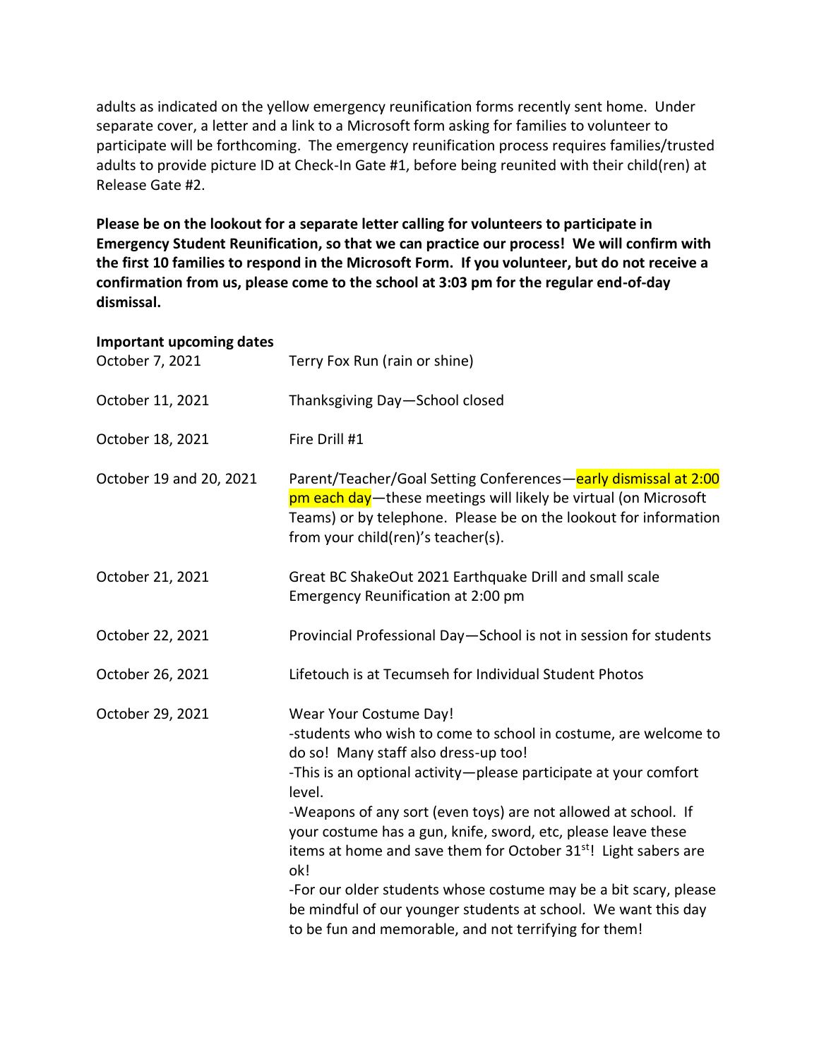adults as indicated on the yellow emergency reunification forms recently sent home. Under separate cover, a letter and a link to a Microsoft form asking for families to volunteer to participate will be forthcoming. The emergency reunification process requires families/trusted adults to provide picture ID at Check-In Gate #1, before being reunited with their child(ren) at Release Gate #2.

**Please be on the lookout for a separate letter calling for volunteers to participate in Emergency Student Reunification, so that we can practice our process! We will confirm with the first 10 families to respond in the Microsoft Form. If you volunteer, but do not receive a confirmation from us, please come to the school at 3:03 pm for the regular end-of-day dismissal.**

**Important upcoming dates**

| | |
|---|---|
| October 7, 2021 | Terry Fox Run (rain or shine) |
| October 11, 2021 | Thanksgiving Day—School closed |
| October 18, 2021 | Fire Drill #1 |
| October 19 and 20, 2021 | Parent/Teacher/Goal Setting Conferences—early dismissal at 2:00 pm each day—these meetings will likely be virtual (on Microsoft Teams) or by telephone. Please be on the lookout for information from your child(ren)'s teacher(s). |
| October 21, 2021 | Great BC ShakeOut 2021 Earthquake Drill and small scale Emergency Reunification at 2:00 pm |
| October 22, 2021 | Provincial Professional Day—School is not in session for students |
| October 26, 2021 | Lifetouch is at Tecumseh for Individual Student Photos |
| October 29, 2021 | Wear Your Costume Day!<br>-students who wish to come to school in costume, are welcome to do so! Many staff also dress-up too!<br>-This is an optional activity—please participate at your comfort level.<br>-Weapons of any sort (even toys) are not allowed at school. If your costume has a gun, knife, sword, etc, please leave these items at home and save them for October 31st! Light sabers are ok!<br>-For our older students whose costume may be a bit scary, please be mindful of our younger students at school. We want this day to be fun and memorable, and not terrifying for them! |